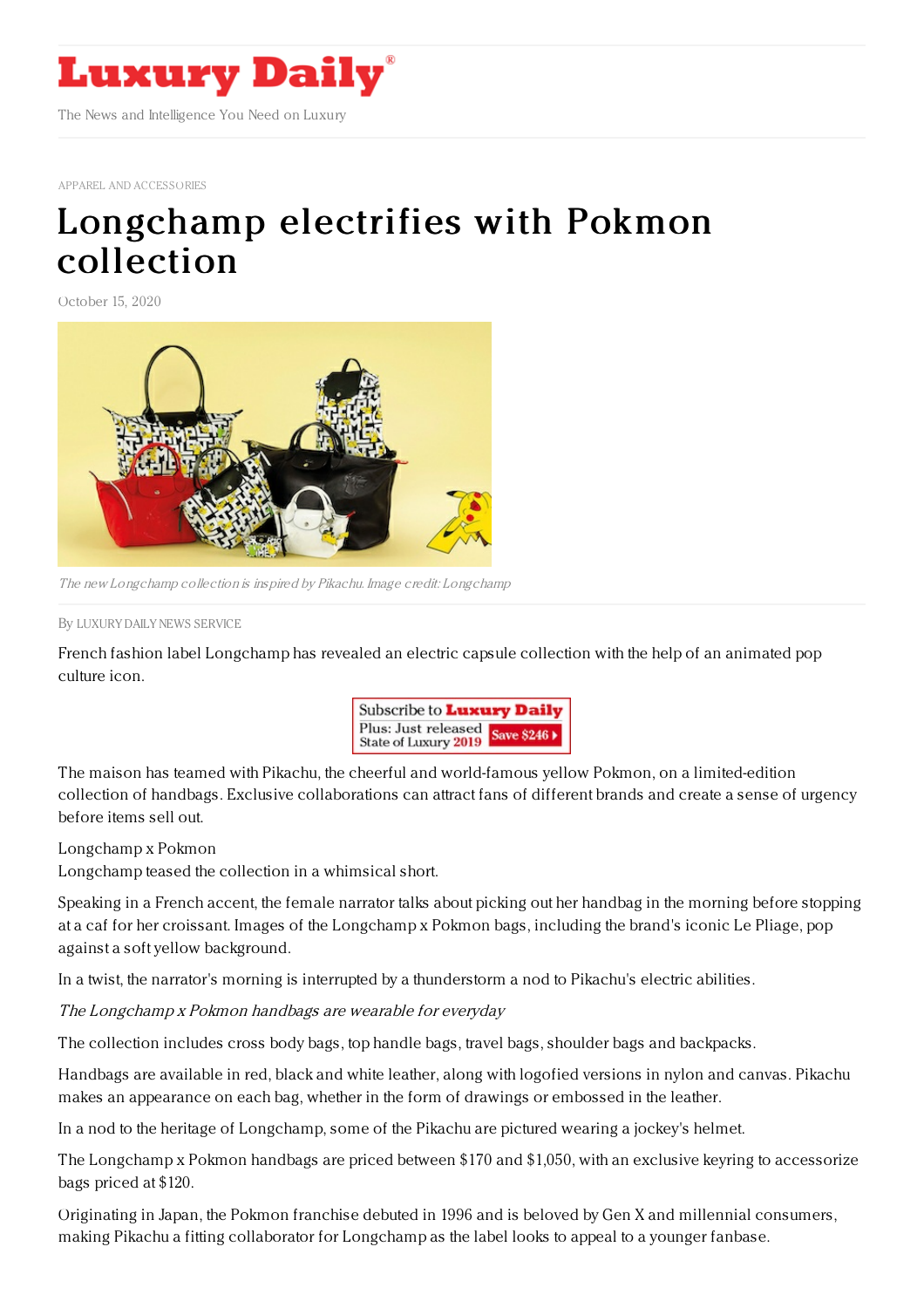# Luxury Daily

The News and Intelligence You Need on Luxury

APPAREL AND ACCESSORIES

# Longchamp electrifies with Pokmon collection

October 15, 2020

*The new Longchamp collection is inspired by Pikachu. Image credit: Longchamp*

By LUXURY DAILY NEWS SERVICE

French fashion label Longchamp has revealed an electric capsule collection with the help of an animated pop culture icon.

The maison has teamed with Pikachu, the cheerful and world-famous yellow Pokmon, on a limited-edition collection of handbags. Exclusive collaborations can attract fans of different brands and create a sense of urgency before items sell out.

Longchamp x Pokmon

Longchamp teased the collection in a whimsical short.

Speaking in a French accent, the female narrator talks about picking out her handbag in the morning before stopping at a caf for her croissant. Images of the Longchamp x Pokmon bags, including the brand's iconic Le Pliage, pop against a soft yellow background.

In a twist, the narrator's morning is interrupted by a thunderstorm a nod to Pikachu's electric abilities.

*The Longchamp x Pokmon handbags are wearable for everyday*

The collection includes cross body bags, top handle bags, travel bags, shoulder bags and backpacks.

Handbags are available in red, black and white leather, along with logofied versions in nylon and canvas. Pikachu makes an appearance on each bag, whether in the form of drawings or embossed in the leather.

In a nod to the heritage of Longchamp, some of the Pikachu are pictured wearing a jockey's helmet.

The Longchamp x Pokmon handbags are priced between $170 and $1,050, with an exclusive keyring to accessorize bags priced at $120.

Originating in Japan, the Pokmon franchise debuted in 1996 and is beloved by Gen X and millennial consumers, making Pikachu a fitting collaborator for Longchamp as the label looks to appeal to a younger fanbase.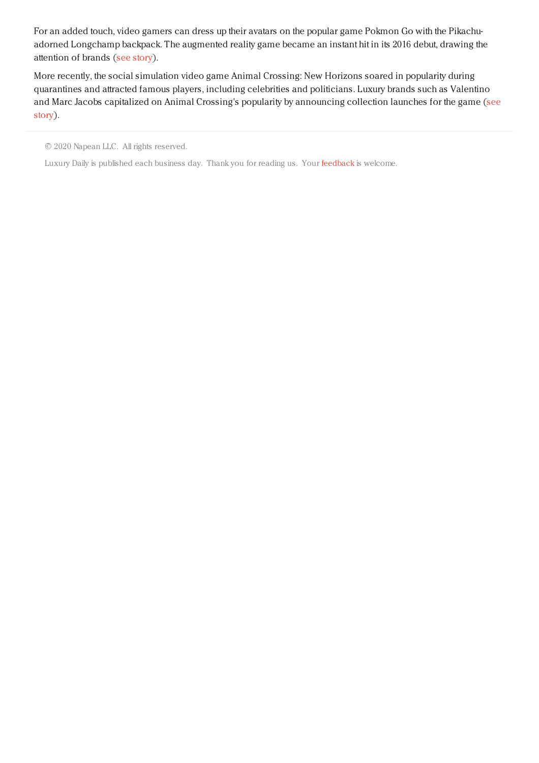For an added touch, video gamers can dress up their avatars on the popular game Pokmon Go with the Pikachu-adorned Longchamp backpack. The augmented reality game became an instant hit in its 2016 debut, drawing the attention of brands (see story).

More recently, the social simulation video game Animal Crossing: New Horizons soared in popularity during quarantines and attracted famous players, including celebrities and politicians. Luxury brands such as Valentino and Marc Jacobs capitalized on Animal Crossing's popularity by announcing collection launches for the game (see story).

© 2020 Napean LLC. All rights reserved.

Luxury Daily is published each business day. Thank you for reading us. Your feedback is welcome.